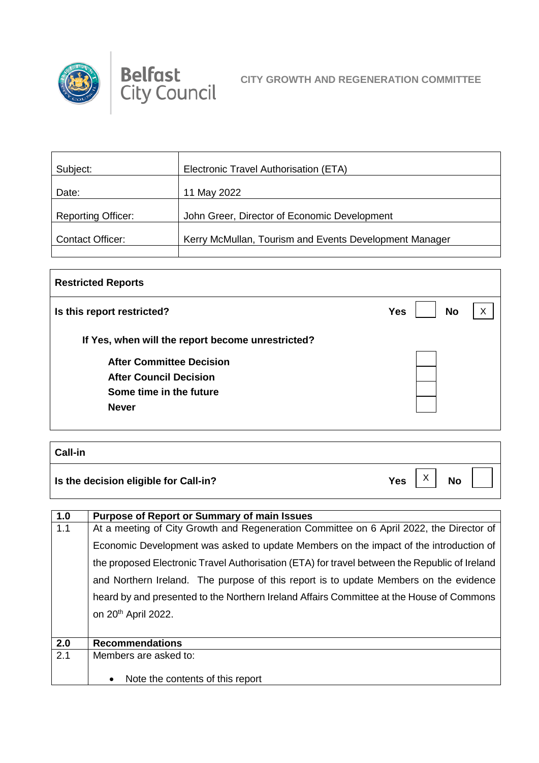Belfast City Council

CITY GROWTH AND REGENERATION COMMITTEE

| Subject: | Electronic Travel Authorisation (ETA) |
|---|---|
| Date: | 11 May 2022 |
| Reporting Officer: | John Greer, Director of Economic Development |
| Contact Officer: | Kerry McMullan, Tourism and Events Development Manager |

| **Restricted Reports** | | | | |
|---|---|---|---|---|
| **Is this report restricted?** | **Yes** | | **No** | X |
| **If Yes, when will the report become unrestricted?** | | | | |
| **After Committee Decision** | | | | |
| **After Council Decision** | | | | |
| **Some time in the future** | | | | |
| **Never** | | | | |

| **Call-in** | | | | |
|---|---|---|---|---|
| **Is the decision eligible for Call-in?** | **Yes** | X | **No** | |

| **1.0** | **Purpose of Report or Summary of main Issues** |
|---|---|
| 1.1 | At a meeting of City Growth and Regeneration Committee on 6 April 2022, the Director of Economic Development was asked to update Members on the impact of the introduction of the proposed Electronic Travel Authorisation (ETA) for travel between the Republic of Ireland and Northern Ireland. The purpose of this report is to update Members on the evidence heard by and presented to the Northern Ireland Affairs Committee at the House of Commons on 20th April 2022. |
| **2.0** | **Recommendations** |
| 2.1 | Members are asked to:<br><br>• Note the contents of this report |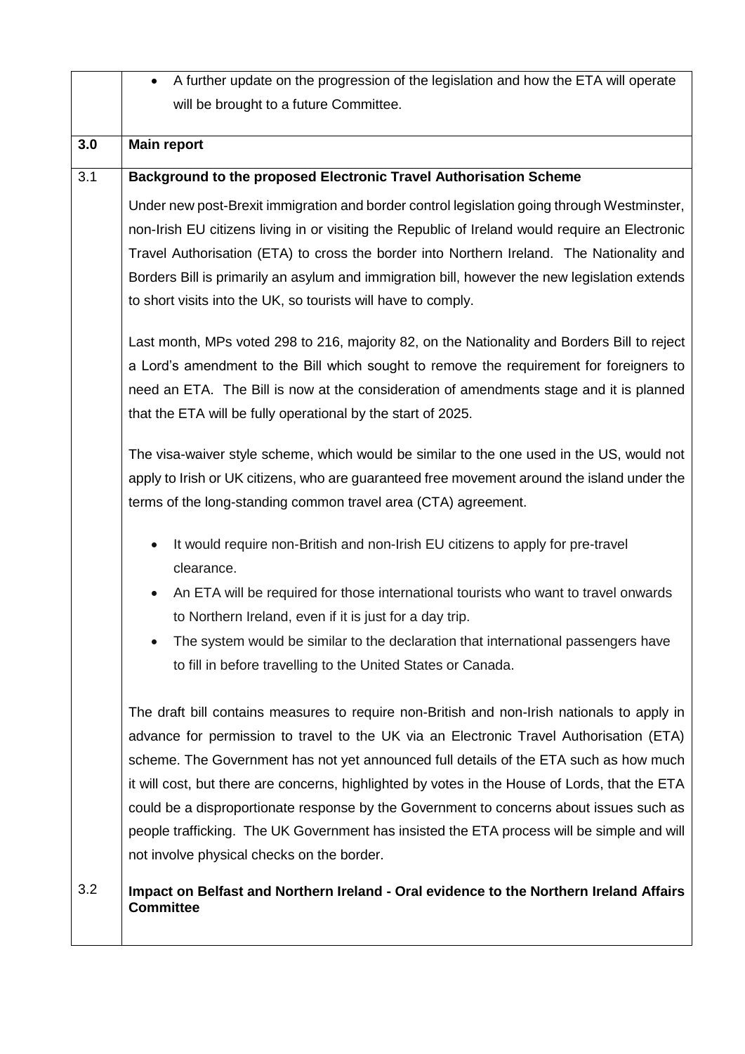- A further update on the progression of the legislation and how the ETA will operate will be brought to a future Committee.

## 3.0 Main report

### 3.1 Background to the proposed Electronic Travel Authorisation Scheme

Under new post-Brexit immigration and border control legislation going through Westminster, non-Irish EU citizens living in or visiting the Republic of Ireland would require an Electronic Travel Authorisation (ETA) to cross the border into Northern Ireland. The Nationality and Borders Bill is primarily an asylum and immigration bill, however the new legislation extends to short visits into the UK, so tourists will have to comply.

Last month, MPs voted 298 to 216, majority 82, on the Nationality and Borders Bill to reject a Lord's amendment to the Bill which sought to remove the requirement for foreigners to need an ETA. The Bill is now at the consideration of amendments stage and it is planned that the ETA will be fully operational by the start of 2025.

The visa-waiver style scheme, which would be similar to the one used in the US, would not apply to Irish or UK citizens, who are guaranteed free movement around the island under the terms of the long-standing common travel area (CTA) agreement.

- It would require non-British and non-Irish EU citizens to apply for pre-travel clearance.
- An ETA will be required for those international tourists who want to travel onwards to Northern Ireland, even if it is just for a day trip.
- The system would be similar to the declaration that international passengers have to fill in before travelling to the United States or Canada.

The draft bill contains measures to require non-British and non-Irish nationals to apply in advance for permission to travel to the UK via an Electronic Travel Authorisation (ETA) scheme. The Government has not yet announced full details of the ETA such as how much it will cost, but there are concerns, highlighted by votes in the House of Lords, that the ETA could be a disproportionate response by the Government to concerns about issues such as people trafficking. The UK Government has insisted the ETA process will be simple and will not involve physical checks on the border.

### 3.2 Impact on Belfast and Northern Ireland - Oral evidence to the Northern Ireland Affairs Committee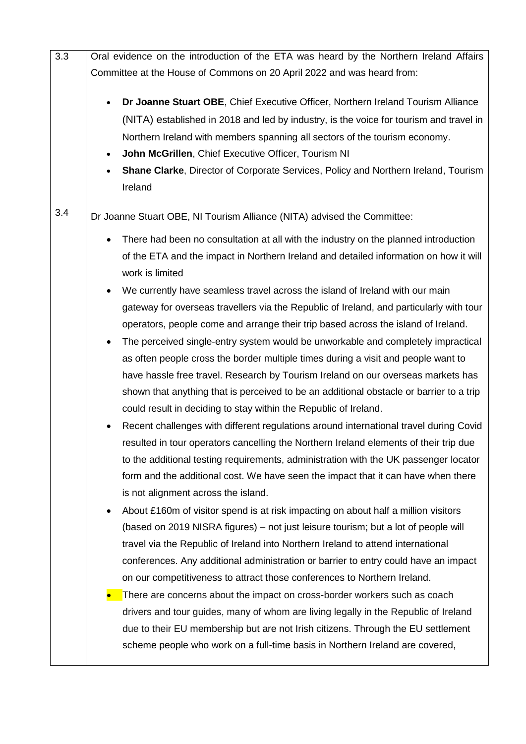| | |
|---|---|
| 3.3 | Oral evidence on the introduction of the ETA was heard by the Northern Ireland Affairs Committee at the House of Commons on 20 April 2022 and was heard from:<br><br>• **Dr Joanne Stuart OBE**, Chief Executive Officer, Northern Ireland Tourism Alliance (NITA) established in 2018 and led by industry, is the voice for tourism and travel in Northern Ireland with members spanning all sectors of the tourism economy.<br>• **John McGrillen**, Chief Executive Officer, Tourism NI<br>• **Shane Clarke**, Director of Corporate Services, Policy and Northern Ireland, Tourism Ireland |
| 3.4 | Dr Joanne Stuart OBE, NI Tourism Alliance (NITA) advised the Committee:<br><br>• There had been no consultation at all with the industry on the planned introduction of the ETA and the impact in Northern Ireland and detailed information on how it will work is limited<br>• We currently have seamless travel across the island of Ireland with our main gateway for overseas travellers via the Republic of Ireland, and particularly with tour operators, people come and arrange their trip based across the island of Ireland.<br>• The perceived single-entry system would be unworkable and completely impractical as often people cross the border multiple times during a visit and people want to have hassle free travel. Research by Tourism Ireland on our overseas markets has shown that anything that is perceived to be an additional obstacle or barrier to a trip could result in deciding to stay within the Republic of Ireland.<br>• Recent challenges with different regulations around international travel during Covid resulted in tour operators cancelling the Northern Ireland elements of their trip due to the additional testing requirements, administration with the UK passenger locator form and the additional cost. We have seen the impact that it can have when there is not alignment across the island.<br>• About £160m of visitor spend is at risk impacting on about half a million visitors (based on 2019 NISRA figures) – not just leisure tourism; but a lot of people will travel via the Republic of Ireland into Northern Ireland to attend international conferences. Any additional administration or barrier to entry could have an impact on our competitiveness to attract those conferences to Northern Ireland.<br>• There are concerns about the impact on cross-border workers such as coach drivers and tour guides, many of whom are living legally in the Republic of Ireland due to their EU membership but are not Irish citizens. Through the EU settlement scheme people who work on a full-time basis in Northern Ireland are covered, |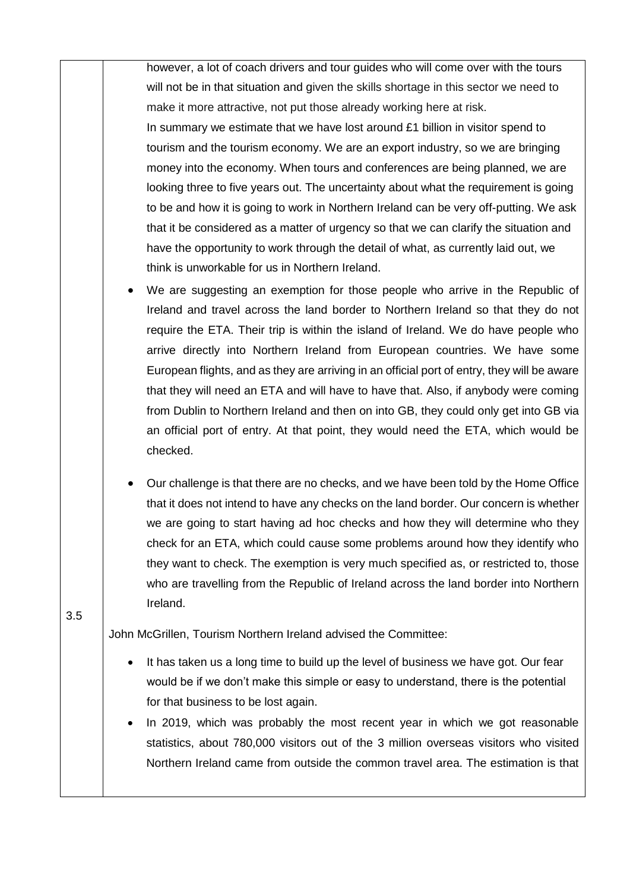however, a lot of coach drivers and tour guides who will come over with the tours will not be in that situation and given the skills shortage in this sector we need to make it more attractive, not put those already working here at risk.

In summary we estimate that we have lost around £1 billion in visitor spend to tourism and the tourism economy. We are an export industry, so we are bringing money into the economy. When tours and conferences are being planned, we are looking three to five years out. The uncertainty about what the requirement is going to be and how it is going to work in Northern Ireland can be very off-putting. We ask that it be considered as a matter of urgency so that we can clarify the situation and have the opportunity to work through the detail of what, as currently laid out, we think is unworkable for us in Northern Ireland.

- We are suggesting an exemption for those people who arrive in the Republic of Ireland and travel across the land border to Northern Ireland so that they do not require the ETA. Their trip is within the island of Ireland. We do have people who arrive directly into Northern Ireland from European countries. We have some European flights, and as they are arriving in an official port of entry, they will be aware that they will need an ETA and will have to have that. Also, if anybody were coming from Dublin to Northern Ireland and then on into GB, they could only get into GB via an official port of entry. At that point, they would need the ETA, which would be checked.

- Our challenge is that there are no checks, and we have been told by the Home Office that it does not intend to have any checks on the land border. Our concern is whether we are going to start having ad hoc checks and how they will determine who they check for an ETA, which could cause some problems around how they identify who they want to check. The exemption is very much specified as, or restricted to, those who are travelling from the Republic of Ireland across the land border into Northern Ireland.

3.5 John McGrillen, Tourism Northern Ireland advised the Committee:

- It has taken us a long time to build up the level of business we have got. Our fear would be if we don't make this simple or easy to understand, there is the potential for that business to be lost again.
- In 2019, which was probably the most recent year in which we got reasonable statistics, about 780,000 visitors out of the 3 million overseas visitors who visited Northern Ireland came from outside the common travel area. The estimation is that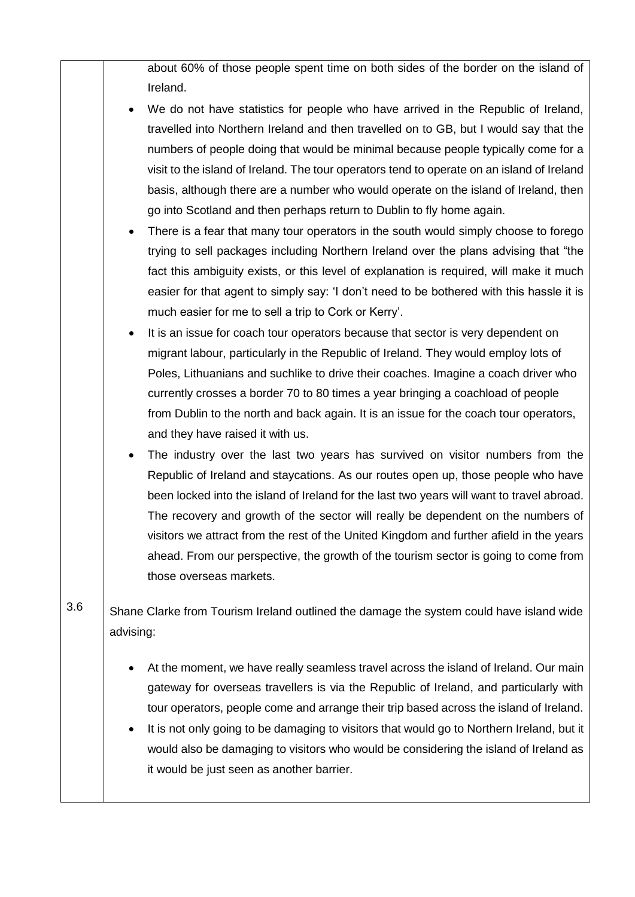about 60% of those people spent time on both sides of the border on the island of Ireland.

- We do not have statistics for people who have arrived in the Republic of Ireland, travelled into Northern Ireland and then travelled on to GB, but I would say that the numbers of people doing that would be minimal because people typically come for a visit to the island of Ireland. The tour operators tend to operate on an island of Ireland basis, although there are a number who would operate on the island of Ireland, then go into Scotland and then perhaps return to Dublin to fly home again.
- There is a fear that many tour operators in the south would simply choose to forego trying to sell packages including Northern Ireland over the plans advising that "the fact this ambiguity exists, or this level of explanation is required, will make it much easier for that agent to simply say: 'I don't need to be bothered with this hassle it is much easier for me to sell a trip to Cork or Kerry'.
- It is an issue for coach tour operators because that sector is very dependent on migrant labour, particularly in the Republic of Ireland. They would employ lots of Poles, Lithuanians and suchlike to drive their coaches. Imagine a coach driver who currently crosses a border 70 to 80 times a year bringing a coachload of people from Dublin to the north and back again. It is an issue for the coach tour operators, and they have raised it with us.
- The industry over the last two years has survived on visitor numbers from the Republic of Ireland and staycations. As our routes open up, those people who have been locked into the island of Ireland for the last two years will want to travel abroad. The recovery and growth of the sector will really be dependent on the numbers of visitors we attract from the rest of the United Kingdom and further afield in the years ahead. From our perspective, the growth of the tourism sector is going to come from those overseas markets.

3.6 Shane Clarke from Tourism Ireland outlined the damage the system could have island wide advising:

- At the moment, we have really seamless travel across the island of Ireland. Our main gateway for overseas travellers is via the Republic of Ireland, and particularly with tour operators, people come and arrange their trip based across the island of Ireland.
- It is not only going to be damaging to visitors that would go to Northern Ireland, but it would also be damaging to visitors who would be considering the island of Ireland as it would be just seen as another barrier.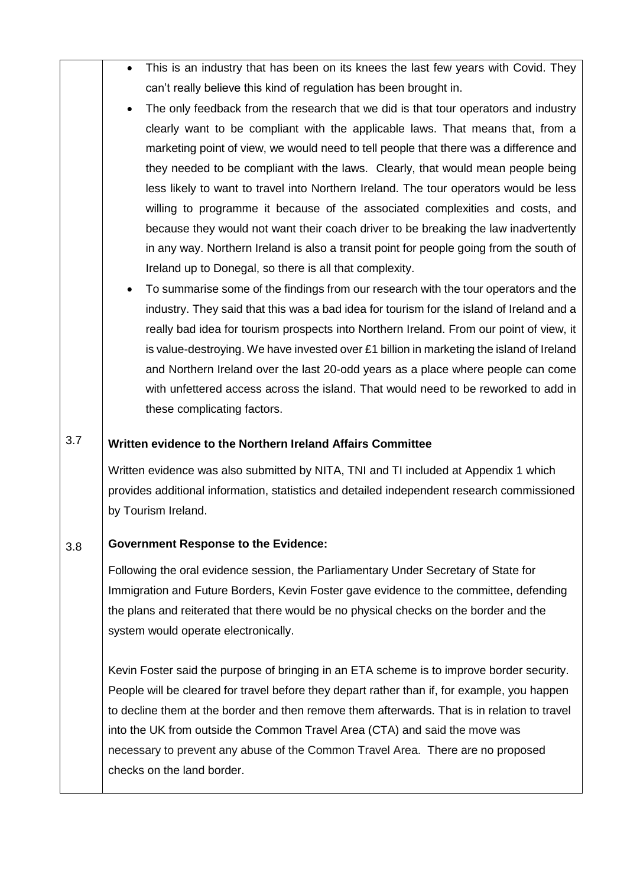- This is an industry that has been on its knees the last few years with Covid. They can't really believe this kind of regulation has been brought in.
- The only feedback from the research that we did is that tour operators and industry clearly want to be compliant with the applicable laws. That means that, from a marketing point of view, we would need to tell people that there was a difference and they needed to be compliant with the laws. Clearly, that would mean people being less likely to want to travel into Northern Ireland. The tour operators would be less willing to programme it because of the associated complexities and costs, and because they would not want their coach driver to be breaking the law inadvertently in any way. Northern Ireland is also a transit point for people going from the south of Ireland up to Donegal, so there is all that complexity.
- To summarise some of the findings from our research with the tour operators and the industry. They said that this was a bad idea for tourism for the island of Ireland and a really bad idea for tourism prospects into Northern Ireland. From our point of view, it is value-destroying. We have invested over £1 billion in marketing the island of Ireland and Northern Ireland over the last 20-odd years as a place where people can come with unfettered access across the island. That would need to be reworked to add in these complicating factors.

3.7 **Written evidence to the Northern Ireland Affairs Committee**

Written evidence was also submitted by NITA, TNI and TI included at Appendix 1 which provides additional information, statistics and detailed independent research commissioned by Tourism Ireland.

3.8 **Government Response to the Evidence:**

Following the oral evidence session, the Parliamentary Under Secretary of State for Immigration and Future Borders, Kevin Foster gave evidence to the committee, defending the plans and reiterated that there would be no physical checks on the border and the system would operate electronically.

Kevin Foster said the purpose of bringing in an ETA scheme is to improve border security. People will be cleared for travel before they depart rather than if, for example, you happen to decline them at the border and then remove them afterwards. That is in relation to travel into the UK from outside the Common Travel Area (CTA) and said the move was necessary to prevent any abuse of the Common Travel Area. There are no proposed checks on the land border.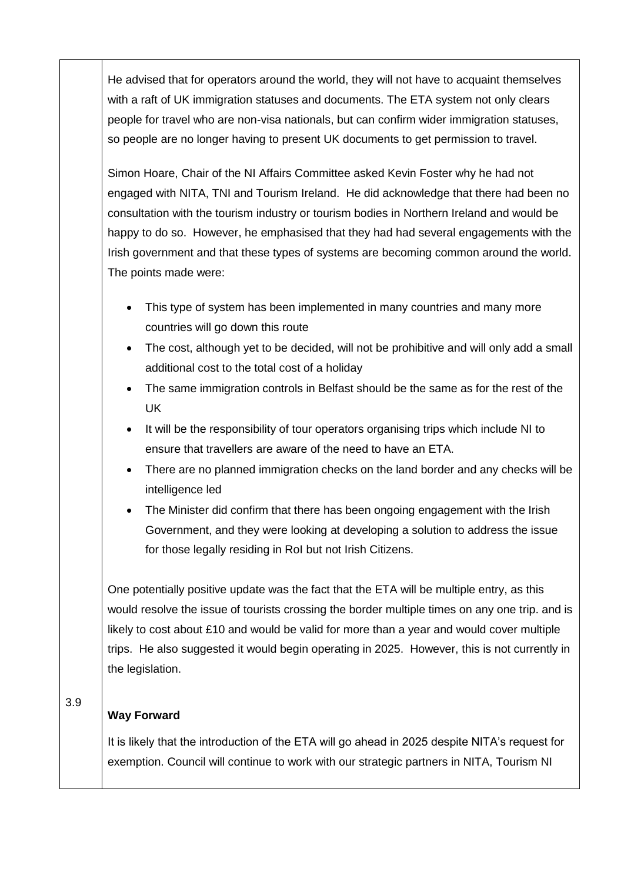He advised that for operators around the world, they will not have to acquaint themselves with a raft of UK immigration statuses and documents. The ETA system not only clears people for travel who are non-visa nationals, but can confirm wider immigration statuses, so people are no longer having to present UK documents to get permission to travel.

Simon Hoare, Chair of the NI Affairs Committee asked Kevin Foster why he had not engaged with NITA, TNI and Tourism Ireland. He did acknowledge that there had been no consultation with the tourism industry or tourism bodies in Northern Ireland and would be happy to do so. However, he emphasised that they had had several engagements with the Irish government and that these types of systems are becoming common around the world. The points made were:

- This type of system has been implemented in many countries and many more countries will go down this route
- The cost, although yet to be decided, will not be prohibitive and will only add a small additional cost to the total cost of a holiday
- The same immigration controls in Belfast should be the same as for the rest of the UK
- It will be the responsibility of tour operators organising trips which include NI to ensure that travellers are aware of the need to have an ETA.
- There are no planned immigration checks on the land border and any checks will be intelligence led
- The Minister did confirm that there has been ongoing engagement with the Irish Government, and they were looking at developing a solution to address the issue for those legally residing in RoI but not Irish Citizens.

One potentially positive update was the fact that the ETA will be multiple entry, as this would resolve the issue of tourists crossing the border multiple times on any one trip. and is likely to cost about £10 and would be valid for more than a year and would cover multiple trips. He also suggested it would begin operating in 2025. However, this is not currently in the legislation.

3.9

**Way Forward**

It is likely that the introduction of the ETA will go ahead in 2025 despite NITA's request for exemption. Council will continue to work with our strategic partners in NITA, Tourism NI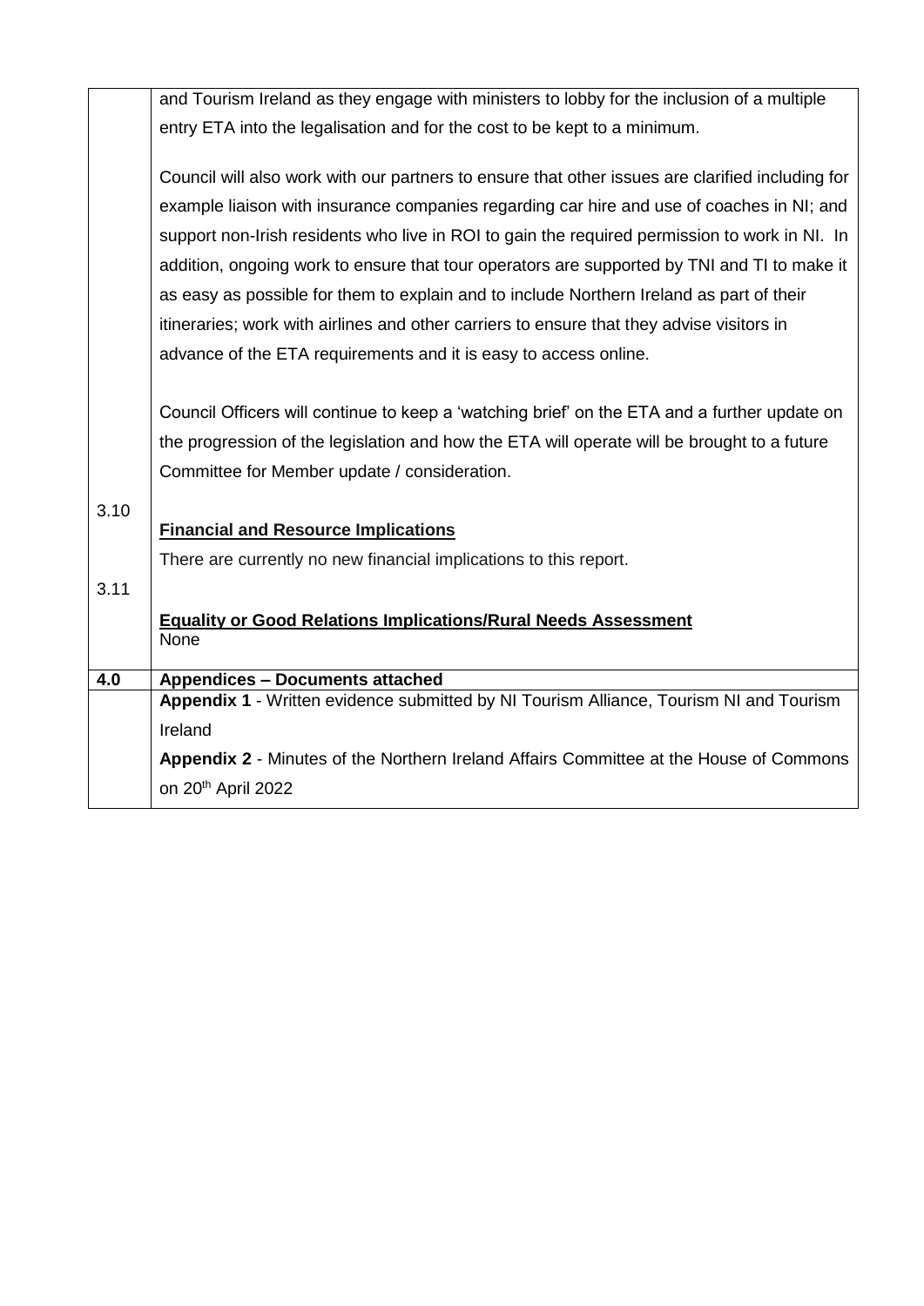| | |
|---|---|
| | and Tourism Ireland as they engage with ministers to lobby for the inclusion of a multiple entry ETA into the legalisation and for the cost to be kept to a minimum.<br><br>Council will also work with our partners to ensure that other issues are clarified including for example liaison with insurance companies regarding car hire and use of coaches in NI; and support non-Irish residents who live in ROI to gain the required permission to work in NI. In addition, ongoing work to ensure that tour operators are supported by TNI and TI to make it as easy as possible for them to explain and to include Northern Ireland as part of their itineraries; work with airlines and other carriers to ensure that they advise visitors in advance of the ETA requirements and it is easy to access online.<br><br>Council Officers will continue to keep a 'watching brief' on the ETA and a further update on the progression of the legislation and how the ETA will operate will be brought to a future Committee for Member update / consideration. |
| 3.10 | **Financial and Resource Implications**<br>There are currently no new financial implications to this report. |
| 3.11 | **Equality or Good Relations Implications/Rural Needs Assessment**<br>None |
| **4.0** | **Appendices – Documents attached** |
| | **Appendix 1** - Written evidence submitted by NI Tourism Alliance, Tourism NI and Tourism Ireland<br>**Appendix 2** - Minutes of the Northern Ireland Affairs Committee at the House of Commons on 20th April 2022 |